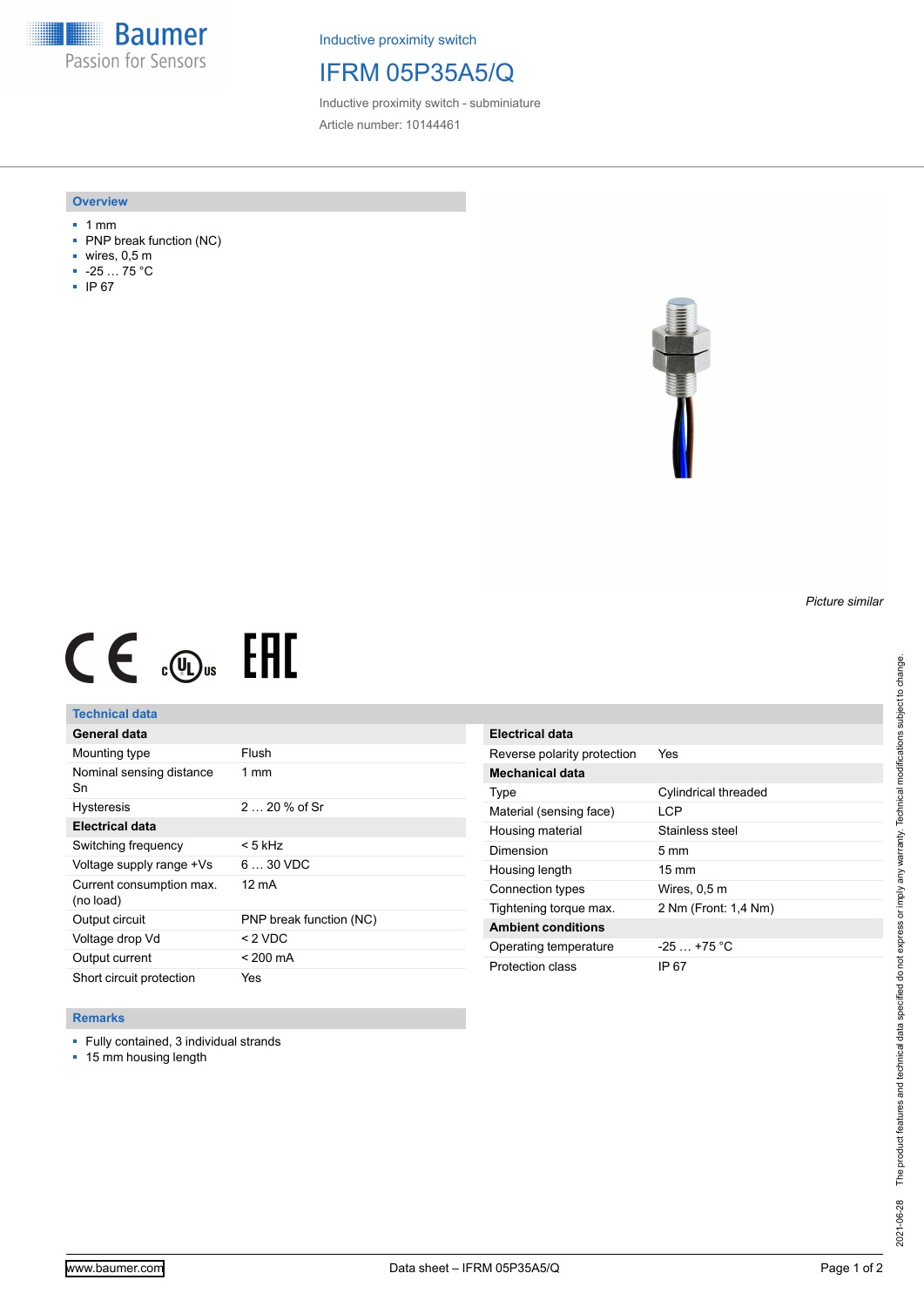Baumer
Passion for Sensors

Inductive proximity switch

# IFRM 05P35A5/Q

Inductive proximity switch - subminiature

Article number: 10144461

## Overview

- 1 mm
- PNP break function (NC)
- wires, 0,5 m
- -25 … 75 °C
- IP 67

*Picture similar*

## Technical data

| General data | |
|---|---|
| Mounting type | Flush |
| Nominal sensing distance Sn | 1 mm |
| Hysteresis | 2 … 20 % of Sr |
| **Electrical data** | |
| Switching frequency | < 5 kHz |
| Voltage supply range +Vs | 6 … 30 VDC |
| Current consumption max. (no load) | 12 mA |
| Output circuit | PNP break function (NC) |
| Voltage drop Vd | < 2 VDC |
| Output current | < 200 mA |
| Short circuit protection | Yes |

| Electrical data | |
|---|---|
| Reverse polarity protection | Yes |
| **Mechanical data** | |
| Type | Cylindrical threaded |
| Material (sensing face) | LCP |
| Housing material | Stainless steel |
| Dimension | 5 mm |
| Housing length | 15 mm |
| Connection types | Wires, 0,5 m |
| Tightening torque max. | 2 Nm (Front: 1,4 Nm) |
| **Ambient conditions** | |
| Operating temperature | -25 … +75 °C |
| Protection class | IP 67 |

## Remarks

- Fully contained, 3 individual strands
- 15 mm housing length

The product features and technical data specified do not express or imply any warranty. Technical modifications subject to change.

2021-06-28

www.baumer.com

Data sheet – IFRM 05P35A5/Q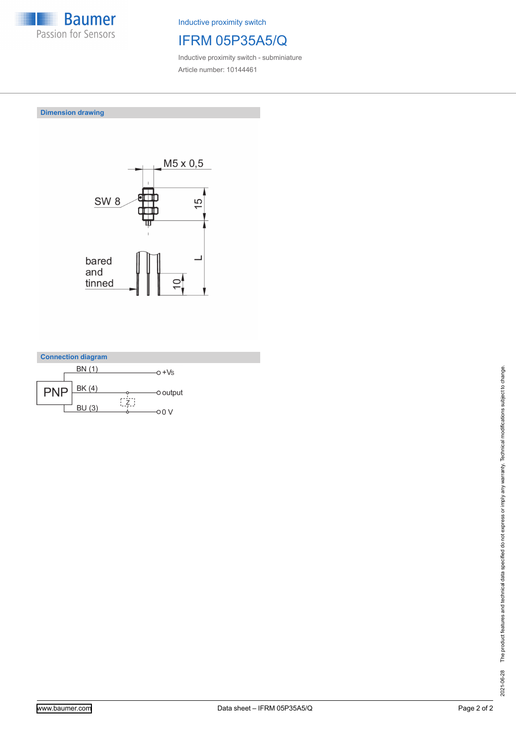Inductive proximity switch

# IFRM 05P35A5/Q

Inductive proximity switch - subminiature

Article number: 10144461

## Dimension drawing

M5 x 0,5

SW 8

15

L

bared
and
tinned

10

## Connection diagram

PNP

BN (1) +Vs

BK (4) output

Z

BU (3) 0 V

2021-06-28 The product features and technical data specified do not express or imply any warranty. Technical modifications subject to change.

www.baumer.com

Data sheet – IFRM 05P35A5/Q